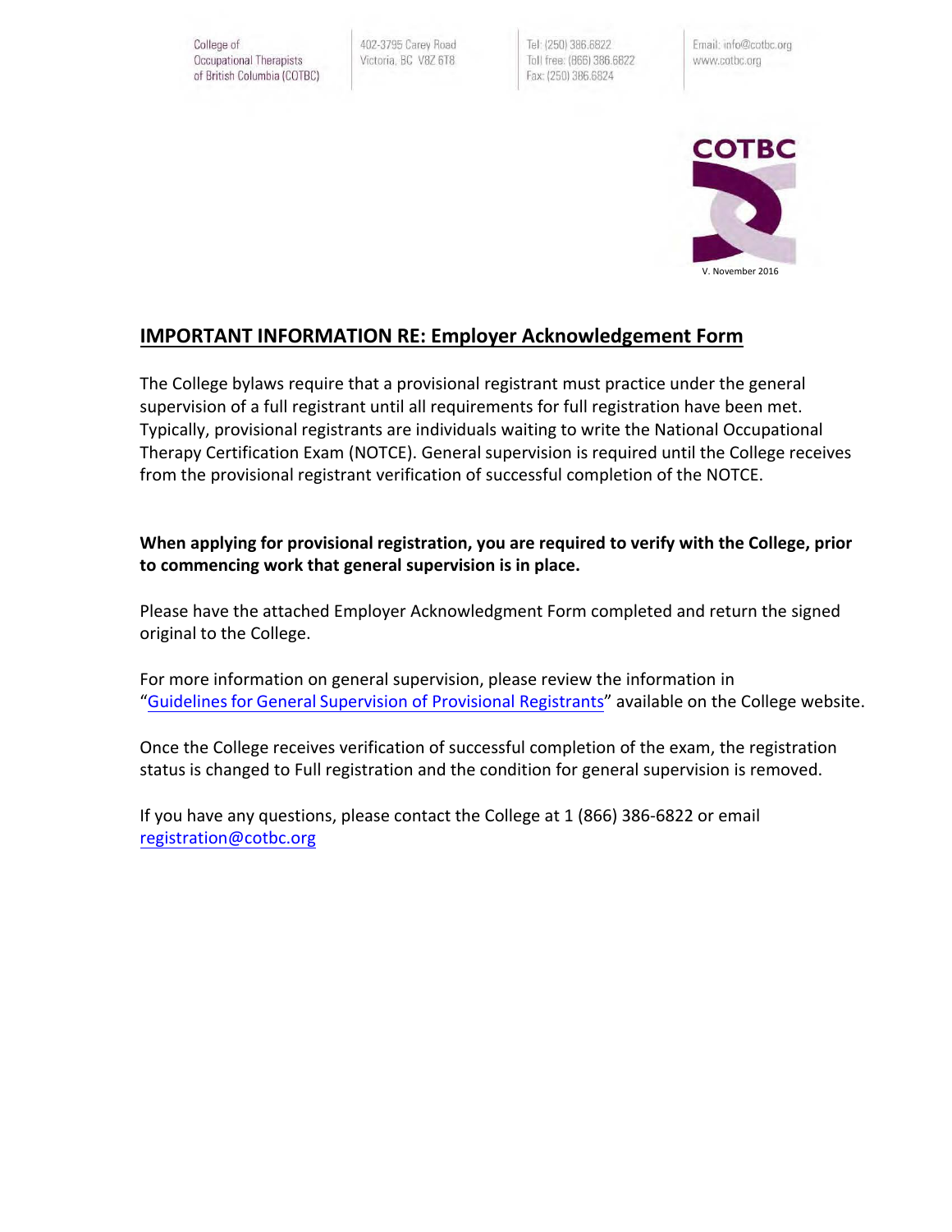College of Occupational Therapists of British Columbia (COTBC) | 402-3795 Carey Road, Victoria, BC V8Z 6T8 | Tel: (250) 386.6822 | Toll free: (866) 386.6822 | Fax: (250) 386.6824 | Email: info@cotbc.org | www.cotbc.org

COTBC

V. November 2016

## IMPORTANT INFORMATION RE: Employer Acknowledgement Form

The College bylaws require that a provisional registrant must practice under the general supervision of a full registrant until all requirements for full registration have been met. Typically, provisional registrants are individuals waiting to write the National Occupational Therapy Certification Exam (NOTCE). General supervision is required until the College receives from the provisional registrant verification of successful completion of the NOTCE.

**When applying for provisional registration, you are required to verify with the College, prior to commencing work that general supervision is in place.**

Please have the attached Employer Acknowledgment Form completed and return the signed original to the College.

For more information on general supervision, please review the information in "Guidelines for General Supervision of Provisional Registrants" available on the College website.

Once the College receives verification of successful completion of the exam, the registration status is changed to Full registration and the condition for general supervision is removed.

If you have any questions, please contact the College at 1 (866) 386-6822 or email registration@cotbc.org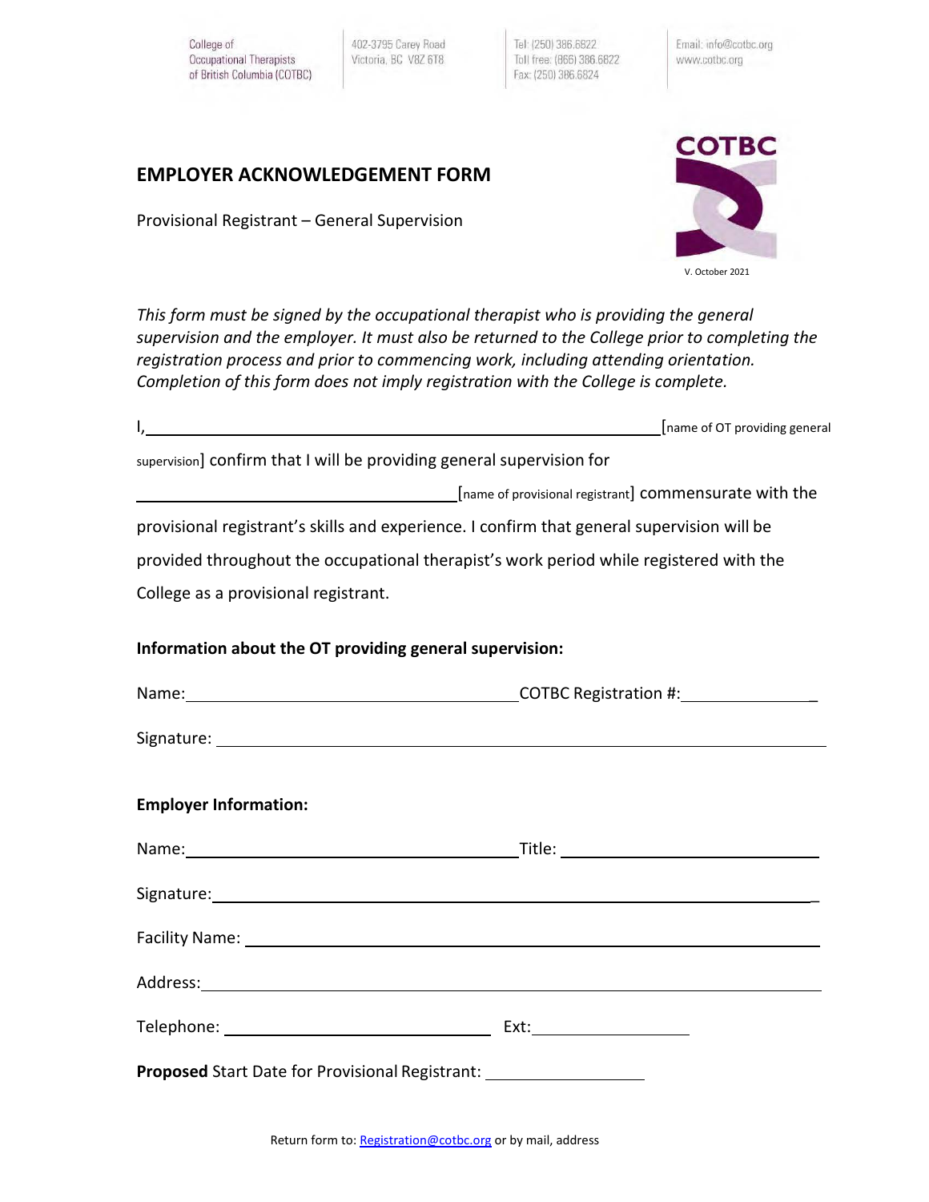College of Occupational Therapists of British Columbia (COTBC)
402-3795 Carey Road
Victoria, BC V8Z 6T8
Tel: (250) 386.6822
Toll free: (866) 386.6822
Fax: (250) 386.6824
Email: info@cotbc.org
www.cotbc.org

COTBC

V. October 2021

# EMPLOYER ACKNOWLEDGEMENT FORM

Provisional Registrant – General Supervision

*This form must be signed by the occupational therapist who is providing the general supervision and the employer. It must also be returned to the College prior to completing the registration process and prior to commencing work, including attending orientation. Completion of this form does not imply registration with the College is complete.*

I, ______________________________________________ [name of OT providing general supervision] confirm that I will be providing general supervision for ______________________________ [name of provisional registrant] commensurate with the provisional registrant's skills and experience. I confirm that general supervision will be provided throughout the occupational therapist's work period while registered with the College as a provisional registrant.

**Information about the OT providing general supervision:**

Name: ______________________________ COTBC Registration #: ______________

Signature: ______________________________________________

**Employer Information:**

Name: ______________________________ Title: ______________________________

Signature: ______________________________________________

Facility Name: ______________________________________________

Address: ______________________________________________

Telephone: ______________________ Ext: ______________

**Proposed** Start Date for Provisional Registrant: ______________

Return form to: Registration@cotbc.org or by mail, address